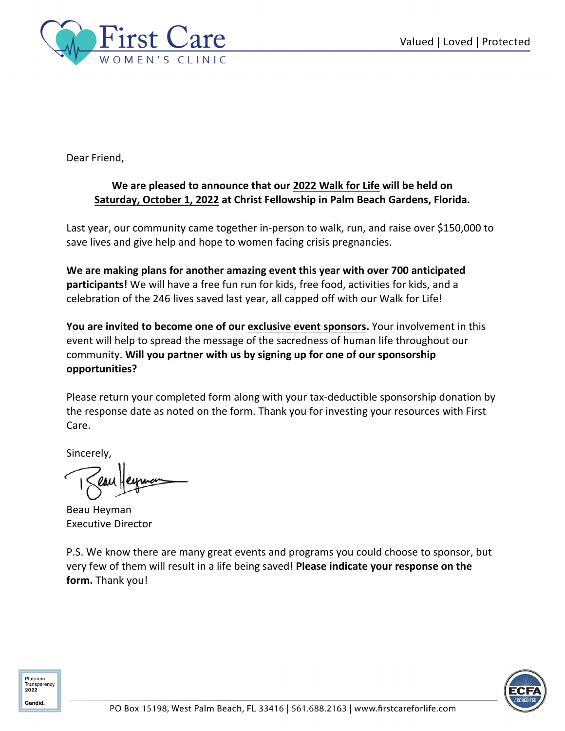First Care WOMEN'S CLINIC

Valued | Loved | Protected

Dear Friend,

**We are pleased to announce that our 2022 Walk for Life will be held on Saturday, October 1, 2022 at Christ Fellowship in Palm Beach Gardens, Florida.**

Last year, our community came together in-person to walk, run, and raise over $150,000 to save lives and give help and hope to women facing crisis pregnancies.

**We are making plans for another amazing event this year with over 700 anticipated participants!** We will have a free fun run for kids, free food, activities for kids, and a celebration of the 246 lives saved last year, all capped off with our Walk for Life!

**You are invited to become one of our exclusive event sponsors.** Your involvement in this event will help to spread the message of the sacredness of human life throughout our community. **Will you partner with us by signing up for one of our sponsorship opportunities?**

Please return your completed form along with your tax-deductible sponsorship donation by the response date as noted on the form. Thank you for investing your resources with First Care.

Sincerely,

Beau Heyman
Executive Director

P.S. We know there are many great events and programs you could choose to sponsor, but very few of them will result in a life being saved! **Please indicate your response on the form.** Thank you!

Platinum Transparency 2022 Candid.

ECFA ACCREDITED

PO Box 15198, West Palm Beach, FL 33416 | 561.688.2163 | www.firstcareforlife.com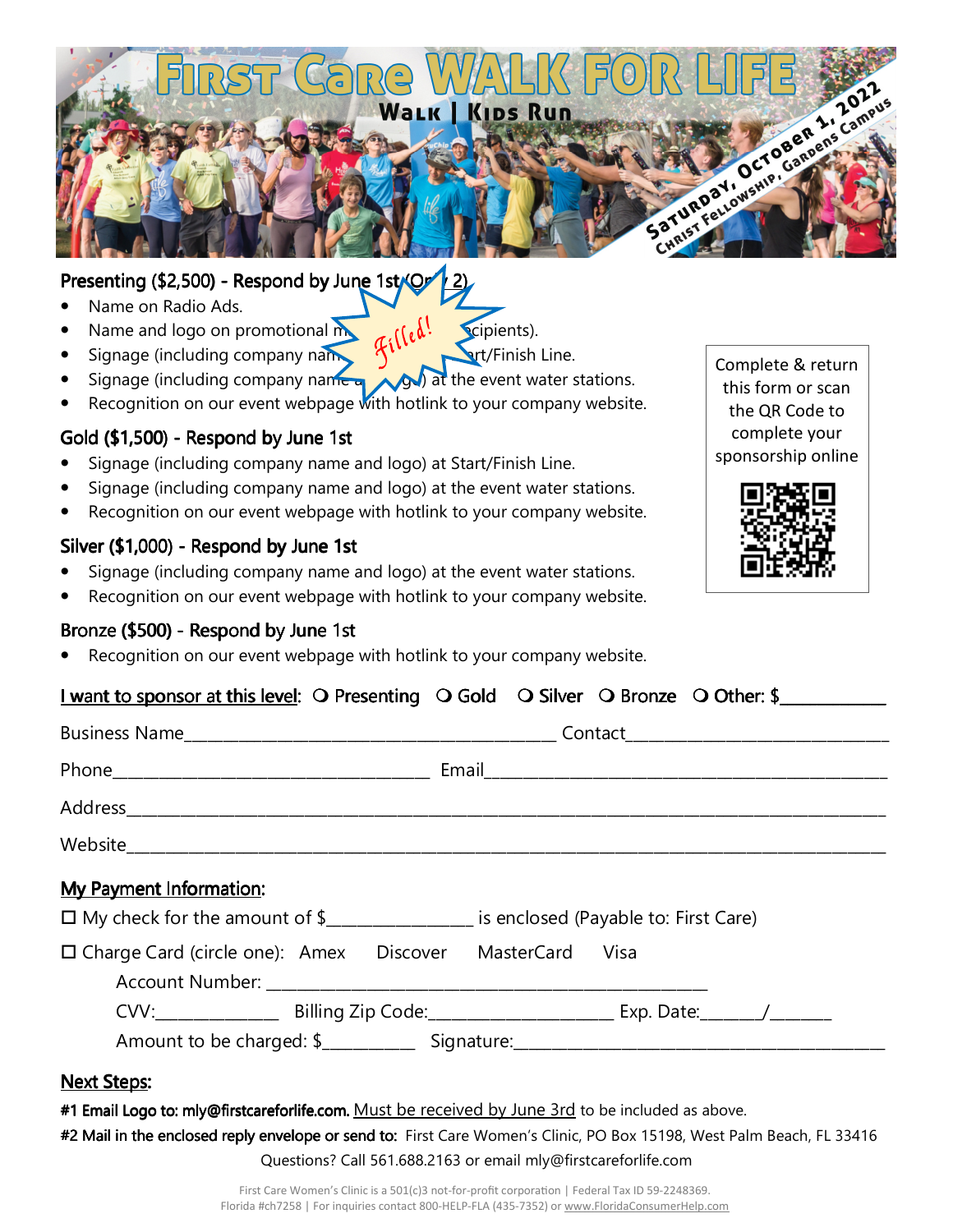# First Care WALK FOR LIFE

**Walk | Kids Run**

Saturday, October 1, 2022
Christ Fellowship, Gardens Campus

## Presenting ($2,500) - Respond by June 1st (Only 2)

*Filled!*

- Name on Radio Ads.
- Name and logo on promotional materials (recipients).
- Signage (including company name and logo) at Start/Finish Line.
- Signage (including company name and logo) at the event water stations.
- Recognition on our event webpage with hotlink to your company website.

## Gold ($1,500) - Respond by June 1st

- Signage (including company name and logo) at Start/Finish Line.
- Signage (including company name and logo) at the event water stations.
- Recognition on our event webpage with hotlink to your company website.

## Silver ($1,000) - Respond by June 1st

- Signage (including company name and logo) at the event water stations.
- Recognition on our event webpage with hotlink to your company website.

## Bronze ($500) - Respond by June 1st

- Recognition on our event webpage with hotlink to your company website.

Complete & return this form or scan the QR Code to complete your sponsorship online

I want to sponsor at this level: ❍ Presenting ❍ Gold ❍ Silver ❍ Bronze ❍ Other: $___________

Business Name_________________________________________ Contact_____________________________

Phone___________________________________ Email_____________________________________________

Address_________________________________________________________________________________

Website_________________________________________________________________________________

## My Payment Information:

☐ My check for the amount of $_______________ is enclosed (Payable to: First Care)

☐ Charge Card (circle one): Amex Discover MasterCard Visa

Account Number: __________________________________________________

CVV:_____________ Billing Zip Code:____________________ Exp. Date:______/_______

Amount to be charged: $__________ Signature:________________________________________

## Next Steps:

**#1 Email Logo to: mly@firstcareforlife.com.** Must be received by June 3rd to be included as above.

**#2 Mail in the enclosed reply envelope or send to:** First Care Women's Clinic, PO Box 15198, West Palm Beach, FL 33416

Questions? Call 561.688.2163 or email mly@firstcareforlife.com

First Care Women's Clinic is a 501(c)3 not-for-profit corporation | Federal Tax ID 59-2248369.
Florida #ch7258 | For inquiries contact 800-HELP-FLA (435-7352) or www.FloridaConsumerHelp.com